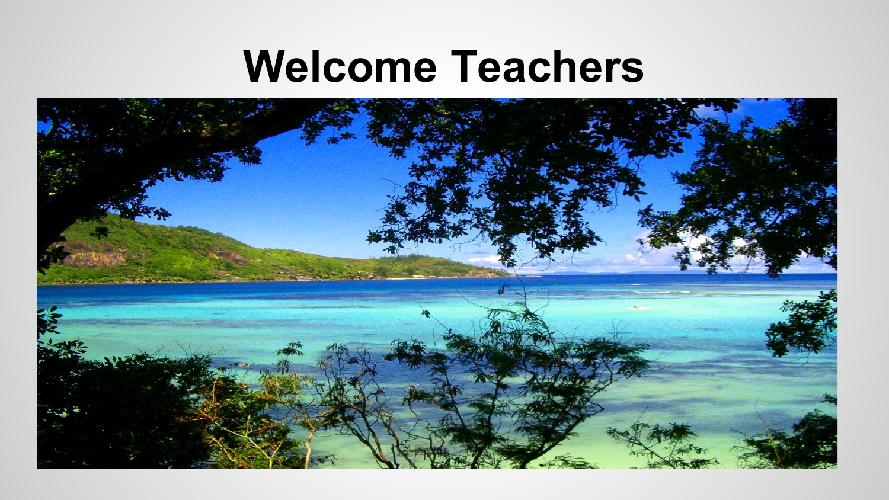# Welcome Teachers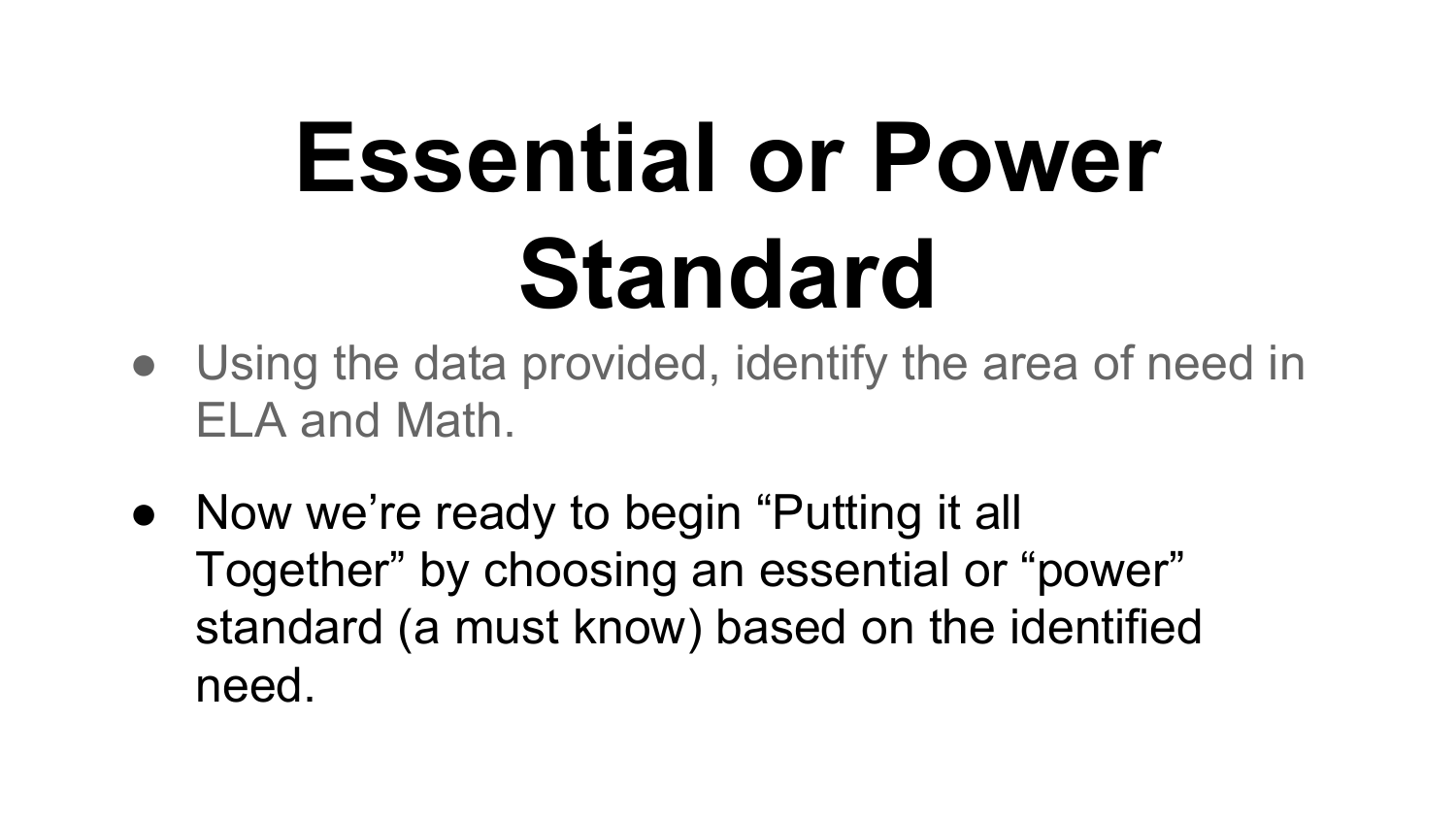# Essential or Power Standard

- Using the data provided, identify the area of need in ELA and Math.
- Now we're ready to begin "Putting it all Together" by choosing an essential or "power" standard (a must know) based on the identified need.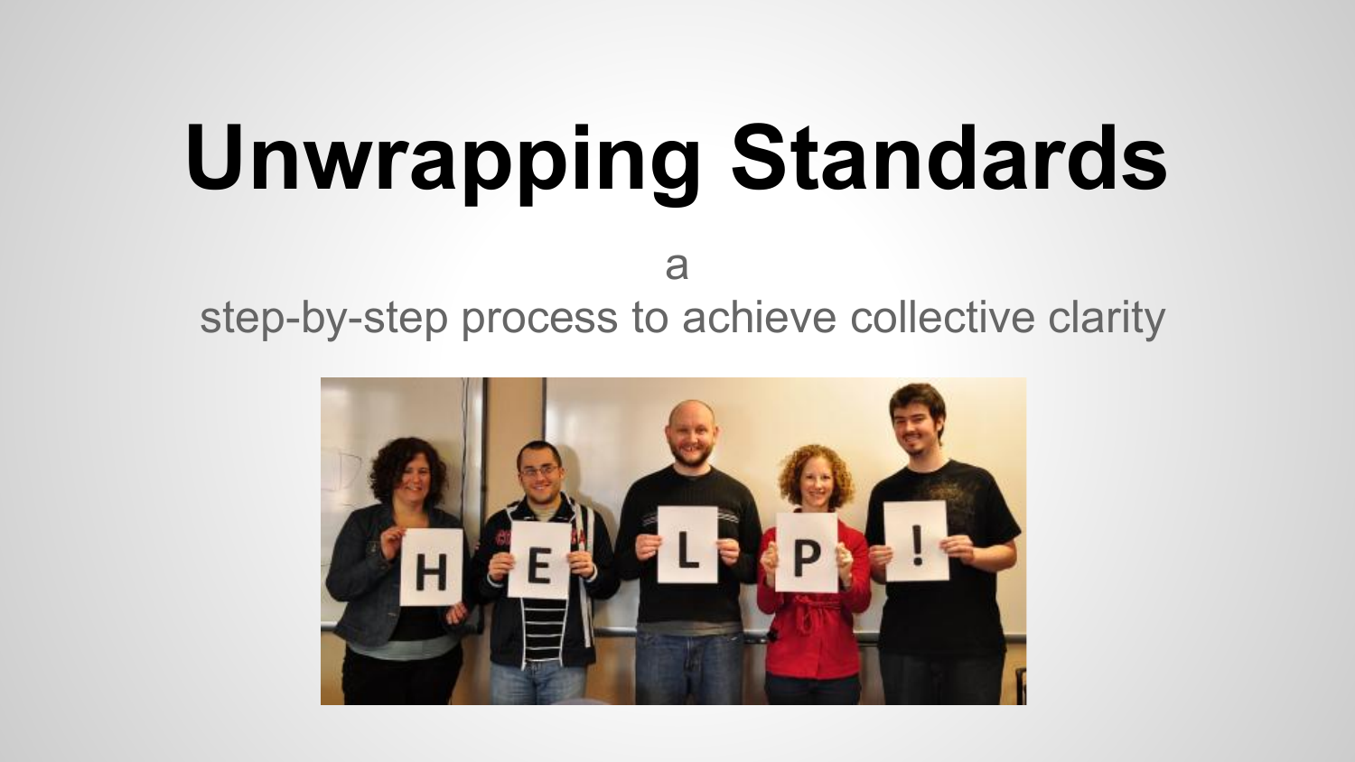# Unwrapping Standards

a

step-by-step process to achieve collective clarity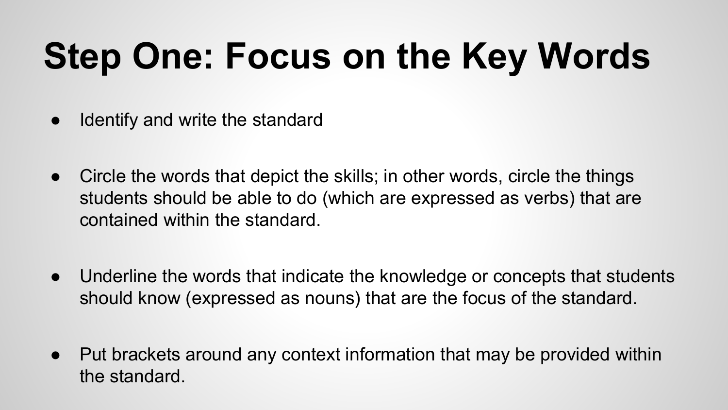# Step One: Focus on the Key Words

- Identify and write the standard
- Circle the words that depict the skills; in other words, circle the things students should be able to do (which are expressed as verbs) that are contained within the standard.
- Underline the words that indicate the knowledge or concepts that students should know (expressed as nouns) that are the focus of the standard.
- Put brackets around any context information that may be provided within the standard.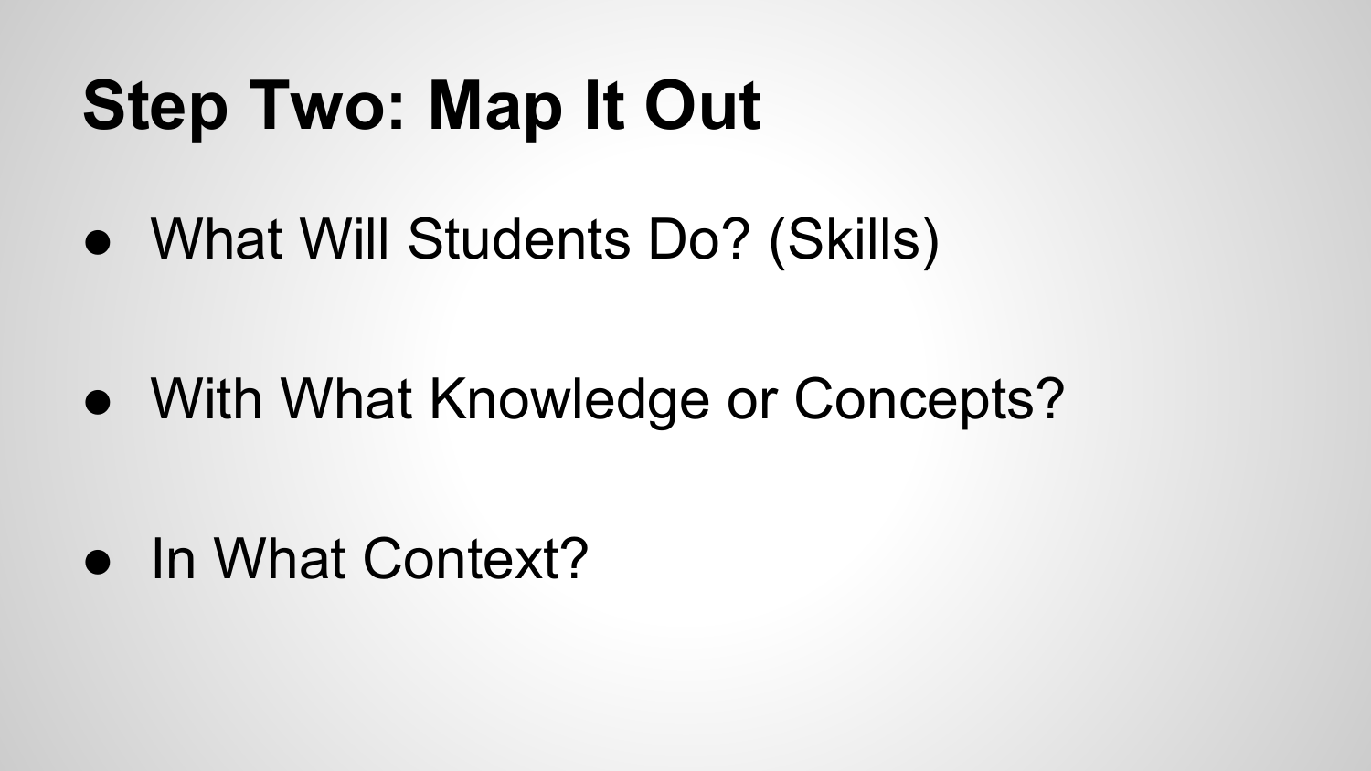# Step Two: Map It Out

- What Will Students Do? (Skills)
- With What Knowledge or Concepts?
- In What Context?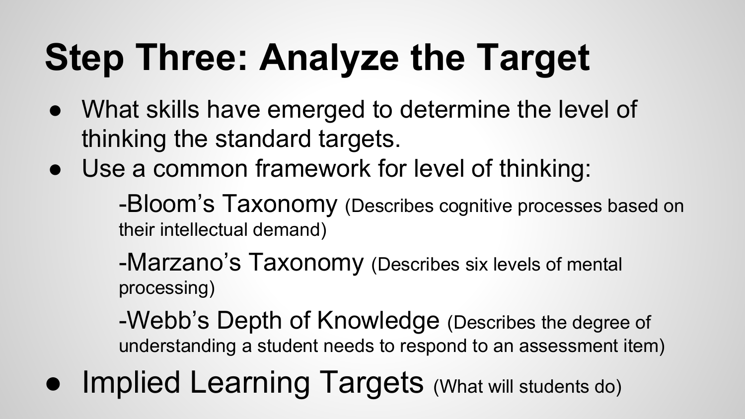# Step Three: Analyze the Target

- What skills have emerged to determine the level of thinking the standard targets.
- Use a common framework for level of thinking:

  -Bloom's Taxonomy (Describes cognitive processes based on their intellectual demand)

  -Marzano's Taxonomy (Describes six levels of mental processing)

  -Webb's Depth of Knowledge (Describes the degree of understanding a student needs to respond to an assessment item)

- Implied Learning Targets (What will students do)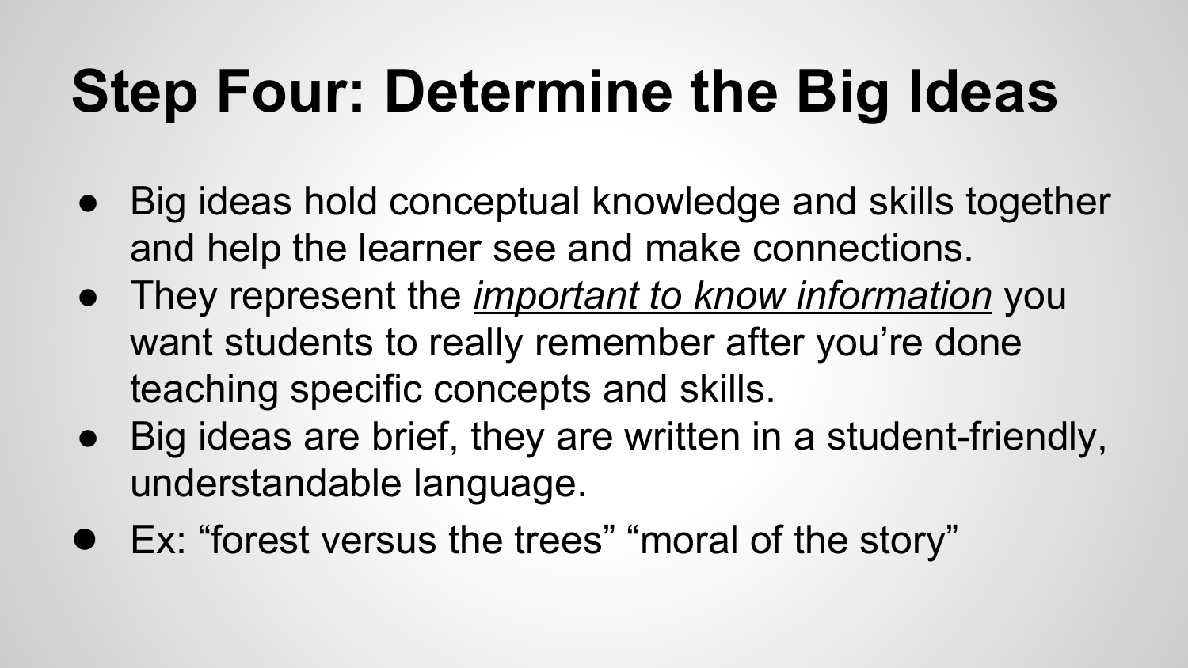# Step Four: Determine the Big Ideas

- Big ideas hold conceptual knowledge and skills together and help the learner see and make connections.
- They represent the <u>*important to know information*</u> you want students to really remember after you're done teaching specific concepts and skills.
- Big ideas are brief, they are written in a student-friendly, understandable language.
- Ex: "forest versus the trees" "moral of the story"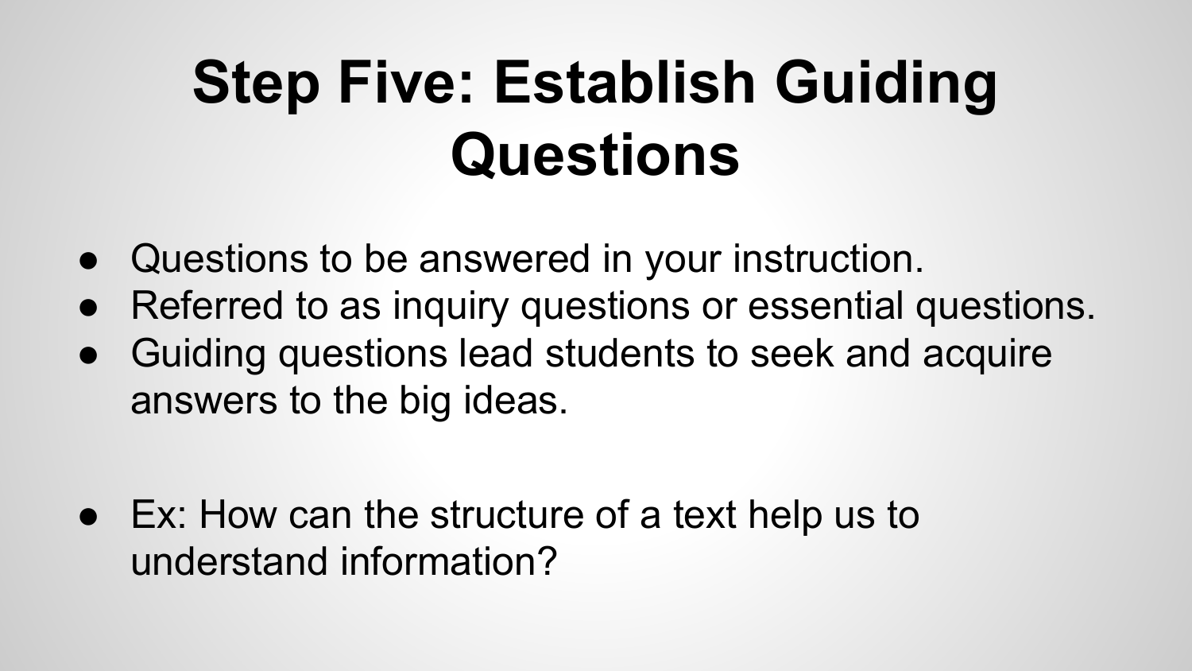# Step Five: Establish Guiding Questions

- Questions to be answered in your instruction.
- Referred to as inquiry questions or essential questions.
- Guiding questions lead students to seek and acquire answers to the big ideas.

- Ex: How can the structure of a text help us to understand information?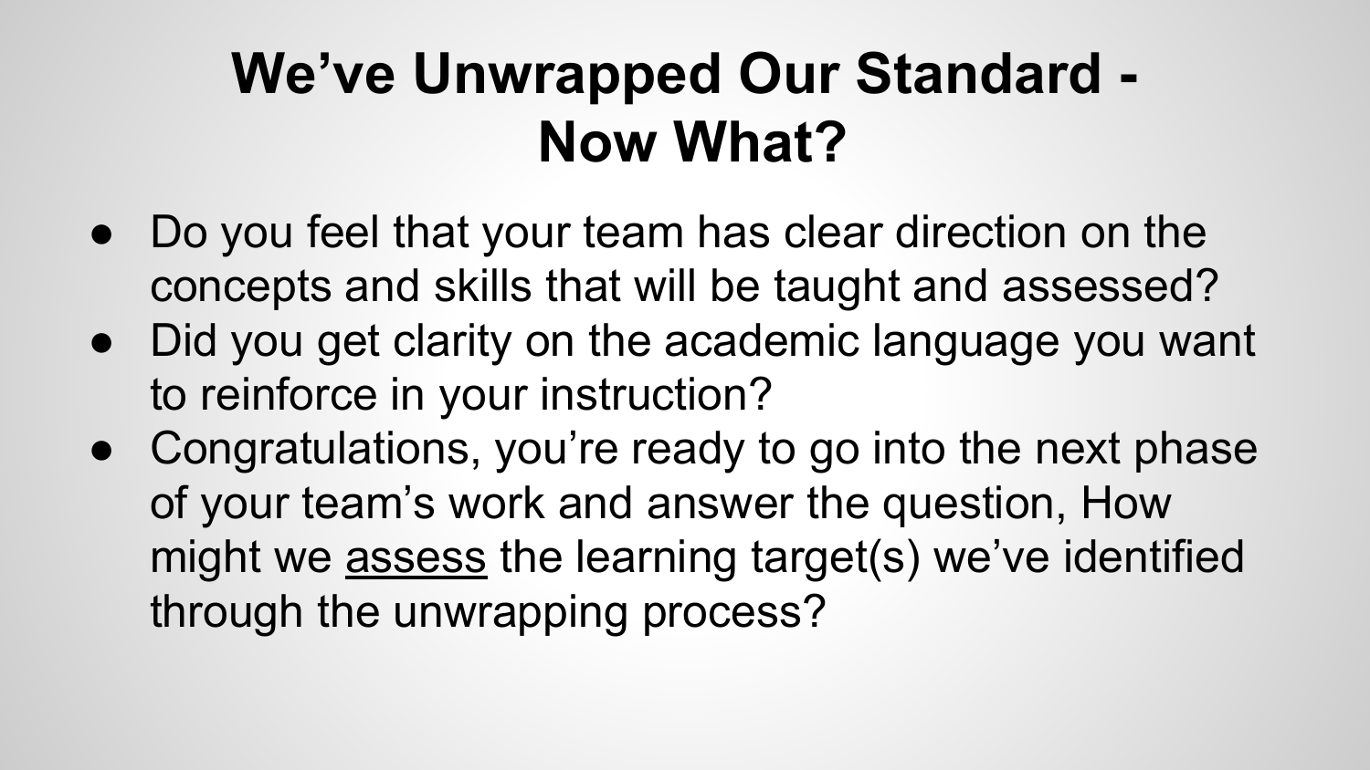# We've Unwrapped Our Standard - Now What?

- Do you feel that your team has clear direction on the concepts and skills that will be taught and assessed?
- Did you get clarity on the academic language you want to reinforce in your instruction?
- Congratulations, you're ready to go into the next phase of your team's work and answer the question, How might we <u>assess</u> the learning target(s) we've identified through the unwrapping process?